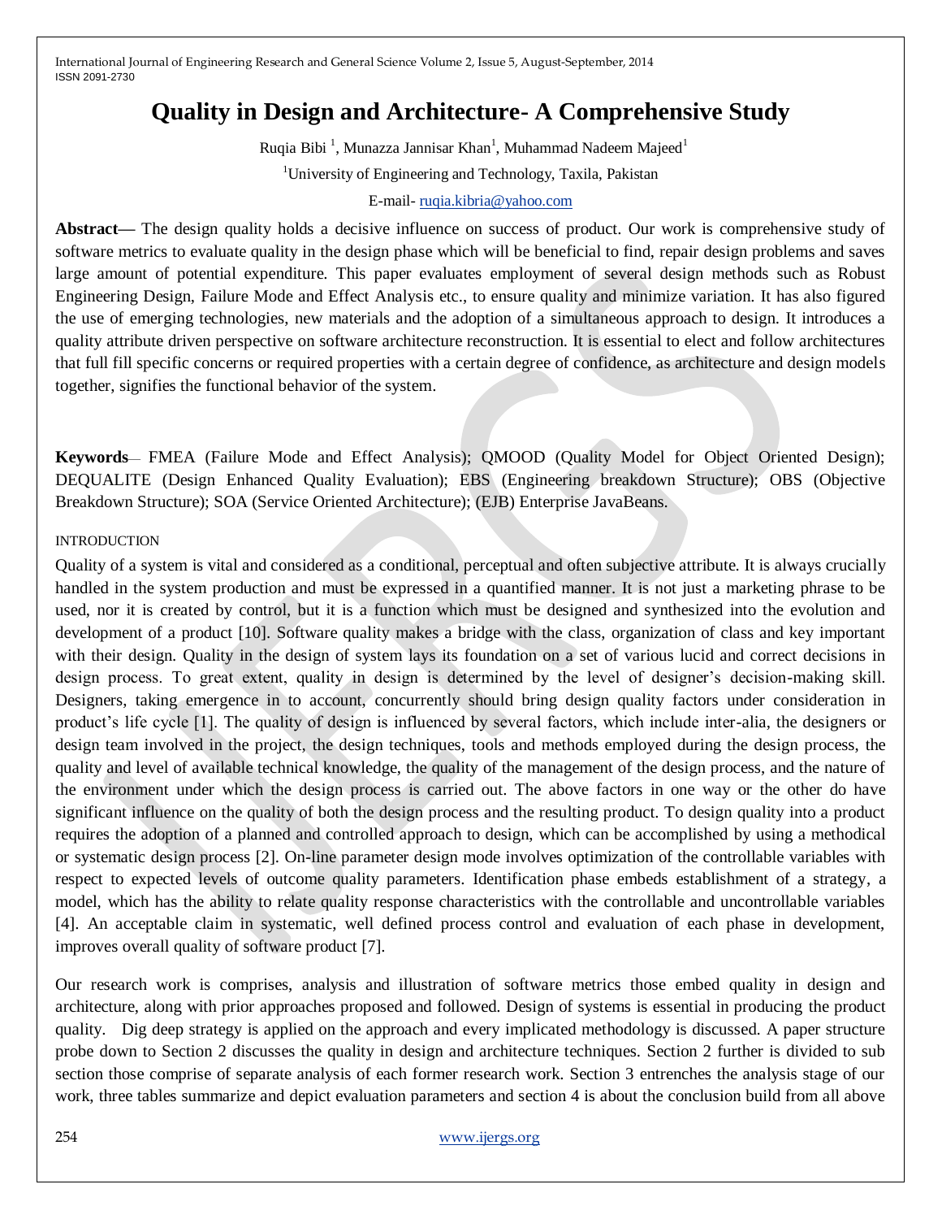# Quality in Design and Architecture- A Comprehensive Study

Ruqia Bibi [1], Munazza Jannisar Khan[1], Muhammad Nadeem Majeed[1]

[1]University of Engineering and Technology, Taxila, Pakistan

E-mail- ruqia.kibria@yahoo.com

**Abstract—** The design quality holds a decisive influence on success of product. Our work is comprehensive study of software metrics to evaluate quality in the design phase which will be beneficial to find, repair design problems and saves large amount of potential expenditure. This paper evaluates employment of several design methods such as Robust Engineering Design, Failure Mode and Effect Analysis etc., to ensure quality and minimize variation. It has also figured the use of emerging technologies, new materials and the adoption of a simultaneous approach to design. It introduces a quality attribute driven perspective on software architecture reconstruction. It is essential to elect and follow architectures that full fill specific concerns or required properties with a certain degree of confidence, as architecture and design models together, signifies the functional behavior of the system.

**Keywords**— FMEA (Failure Mode and Effect Analysis); QMOOD (Quality Model for Object Oriented Design); DEQUALITE (Design Enhanced Quality Evaluation); EBS (Engineering breakdown Structure); OBS (Objective Breakdown Structure); SOA (Service Oriented Architecture); (EJB) Enterprise JavaBeans.

## INTRODUCTION

Quality of a system is vital and considered as a conditional, perceptual and often subjective attribute. It is always crucially handled in the system production and must be expressed in a quantified manner. It is not just a marketing phrase to be used, nor it is created by control, but it is a function which must be designed and synthesized into the evolution and development of a product [10]. Software quality makes a bridge with the class, organization of class and key important with their design. Quality in the design of system lays its foundation on a set of various lucid and correct decisions in design process. To great extent, quality in design is determined by the level of designer's decision-making skill. Designers, taking emergence in to account, concurrently should bring design quality factors under consideration in product's life cycle [1]. The quality of design is influenced by several factors, which include inter-alia, the designers or design team involved in the project, the design techniques, tools and methods employed during the design process, the quality and level of available technical knowledge, the quality of the management of the design process, and the nature of the environment under which the design process is carried out. The above factors in one way or the other do have significant influence on the quality of both the design process and the resulting product. To design quality into a product requires the adoption of a planned and controlled approach to design, which can be accomplished by using a methodical or systematic design process [2]. On-line parameter design mode involves optimization of the controllable variables with respect to expected levels of outcome quality parameters. Identification phase embeds establishment of a strategy, a model, which has the ability to relate quality response characteristics with the controllable and uncontrollable variables [4]. An acceptable claim in systematic, well defined process control and evaluation of each phase in development, improves overall quality of software product [7].

Our research work is comprises, analysis and illustration of software metrics those embed quality in design and architecture, along with prior approaches proposed and followed. Design of systems is essential in producing the product quality. Dig deep strategy is applied on the approach and every implicated methodology is discussed. A paper structure probe down to Section 2 discusses the quality in design and architecture techniques. Section 2 further is divided to sub section those comprise of separate analysis of each former research work. Section 3 entrenches the analysis stage of our work, three tables summarize and depict evaluation parameters and section 4 is about the conclusion build from all above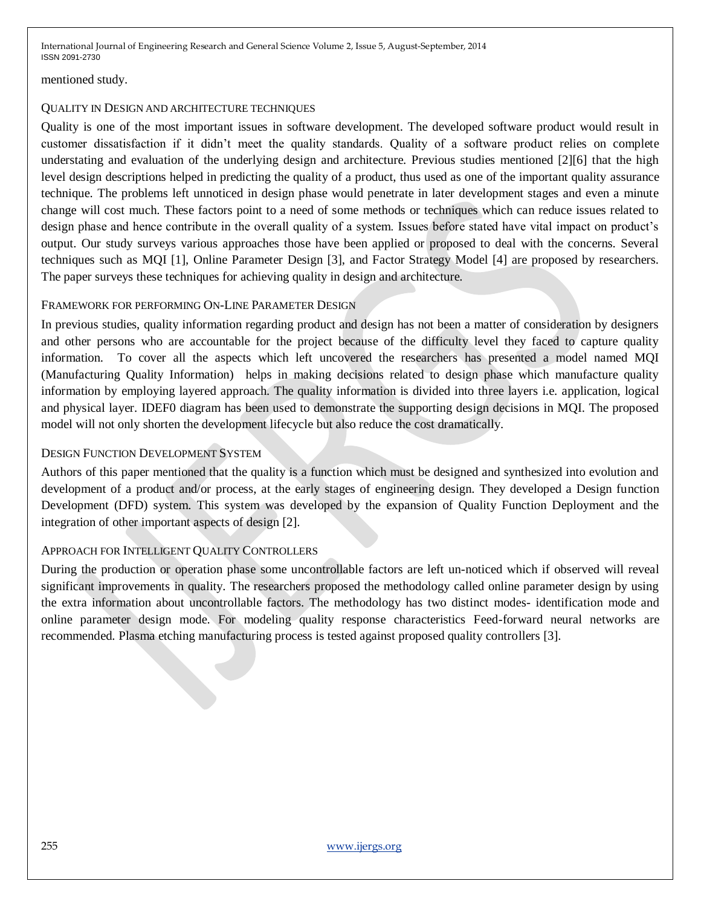mentioned study.

## QUALITY IN DESIGN AND ARCHITECTURE TECHNIQUES

Quality is one of the most important issues in software development. The developed software product would result in customer dissatisfaction if it didn't meet the quality standards. Quality of a software product relies on complete understating and evaluation of the underlying design and architecture. Previous studies mentioned [2][6] that the high level design descriptions helped in predicting the quality of a product, thus used as one of the important quality assurance technique. The problems left unnoticed in design phase would penetrate in later development stages and even a minute change will cost much. These factors point to a need of some methods or techniques which can reduce issues related to design phase and hence contribute in the overall quality of a system. Issues before stated have vital impact on product's output. Our study surveys various approaches those have been applied or proposed to deal with the concerns. Several techniques such as MQI [1], Online Parameter Design [3], and Factor Strategy Model [4] are proposed by researchers. The paper surveys these techniques for achieving quality in design and architecture.

### FRAMEWORK FOR PERFORMING ON-LINE PARAMETER DESIGN

In previous studies, quality information regarding product and design has not been a matter of consideration by designers and other persons who are accountable for the project because of the difficulty level they faced to capture quality information. To cover all the aspects which left uncovered the researchers has presented a model named MQI (Manufacturing Quality Information) helps in making decisions related to design phase which manufacture quality information by employing layered approach. The quality information is divided into three layers i.e. application, logical and physical layer. IDEF0 diagram has been used to demonstrate the supporting design decisions in MQI. The proposed model will not only shorten the development lifecycle but also reduce the cost dramatically.

### DESIGN FUNCTION DEVELOPMENT SYSTEM

Authors of this paper mentioned that the quality is a function which must be designed and synthesized into evolution and development of a product and/or process, at the early stages of engineering design. They developed a Design function Development (DFD) system. This system was developed by the expansion of Quality Function Deployment and the integration of other important aspects of design [2].

### APPROACH FOR INTELLIGENT QUALITY CONTROLLERS

During the production or operation phase some uncontrollable factors are left un-noticed which if observed will reveal significant improvements in quality. The researchers proposed the methodology called online parameter design by using the extra information about uncontrollable factors. The methodology has two distinct modes- identification mode and online parameter design mode. For modeling quality response characteristics Feed-forward neural networks are recommended. Plasma etching manufacturing process is tested against proposed quality controllers [3].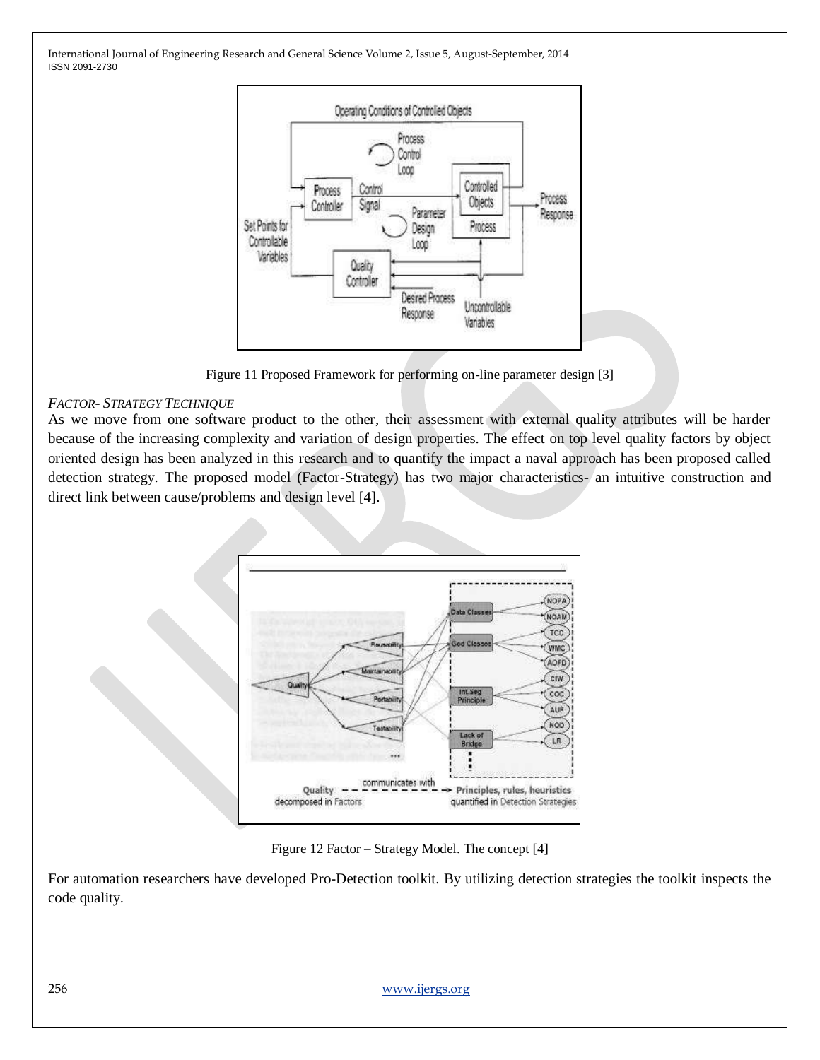Figure 11 Proposed Framework for performing on-line parameter design [3]

*FACTOR- STRATEGY TECHNIQUE*

As we move from one software product to the other, their assessment with external quality attributes will be harder because of the increasing complexity and variation of design properties. The effect on top level quality factors by object oriented design has been analyzed in this research and to quantify the impact a naval approach has been proposed called detection strategy. The proposed model (Factor-Strategy) has two major characteristics- an intuitive construction and direct link between cause/problems and design level [4].

Figure 12 Factor – Strategy Model. The concept [4]

For automation researchers have developed Pro-Detection toolkit. By utilizing detection strategies the toolkit inspects the code quality.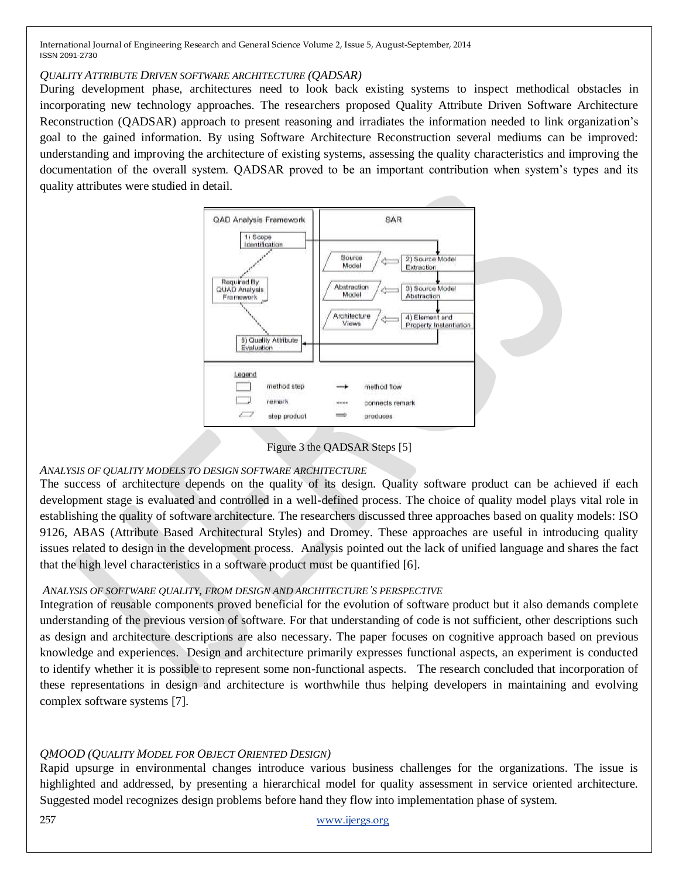*QUALITY ATTRIBUTE DRIVEN SOFTWARE ARCHITECTURE (QADSAR)*

During development phase, architectures need to look back existing systems to inspect methodical obstacles in incorporating new technology approaches. The researchers proposed Quality Attribute Driven Software Architecture Reconstruction (QADSAR) approach to present reasoning and irradiates the information needed to link organization's goal to the gained information. By using Software Architecture Reconstruction several mediums can be improved: understanding and improving the architecture of existing systems, assessing the quality characteristics and improving the documentation of the overall system. QADSAR proved to be an important contribution when system's types and its quality attributes were studied in detail.

Figure 3 the QADSAR Steps [5]

*ANALYSIS OF QUALITY MODELS TO DESIGN SOFTWARE ARCHITECTURE*

The success of architecture depends on the quality of its design. Quality software product can be achieved if each development stage is evaluated and controlled in a well-defined process. The choice of quality model plays vital role in establishing the quality of software architecture. The researchers discussed three approaches based on quality models: ISO 9126, ABAS (Attribute Based Architectural Styles) and Dromey. These approaches are useful in introducing quality issues related to design in the development process. Analysis pointed out the lack of unified language and shares the fact that the high level characteristics in a software product must be quantified [6].

*ANALYSIS OF SOFTWARE QUALITY, FROM DESIGN AND ARCHITECTURE'S PERSPECTIVE*

Integration of reusable components proved beneficial for the evolution of software product but it also demands complete understanding of the previous version of software. For that understanding of code is not sufficient, other descriptions such as design and architecture descriptions are also necessary. The paper focuses on cognitive approach based on previous knowledge and experiences. Design and architecture primarily expresses functional aspects, an experiment is conducted to identify whether it is possible to represent some non-functional aspects. The research concluded that incorporation of these representations in design and architecture is worthwhile thus helping developers in maintaining and evolving complex software systems [7].

*QMOOD (QUALITY MODEL FOR OBJECT ORIENTED DESIGN)*

Rapid upsurge in environmental changes introduce various business challenges for the organizations. The issue is highlighted and addressed, by presenting a hierarchical model for quality assessment in service oriented architecture. Suggested model recognizes design problems before hand they flow into implementation phase of system.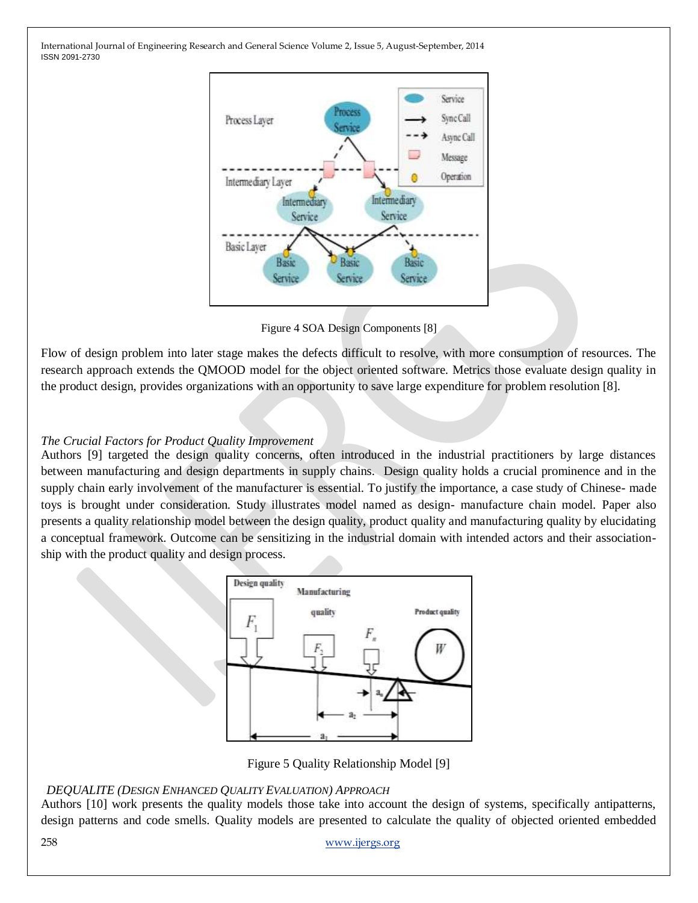Figure 4 SOA Design Components [8]

Flow of design problem into later stage makes the defects difficult to resolve, with more consumption of resources. The research approach extends the QMOOD model for the object oriented software. Metrics those evaluate design quality in the product design, provides organizations with an opportunity to save large expenditure for problem resolution [8].

*The Crucial Factors for Product Quality Improvement*

Authors [9] targeted the design quality concerns, often introduced in the industrial practitioners by large distances between manufacturing and design departments in supply chains. Design quality holds a crucial prominence and in the supply chain early involvement of the manufacturer is essential. To justify the importance, a case study of Chinese- made toys is brought under consideration. Study illustrates model named as design- manufacture chain model. Paper also presents a quality relationship model between the design quality, product quality and manufacturing quality by elucidating a conceptual framework. Outcome can be sensitizing in the industrial domain with intended actors and their association-ship with the product quality and design process.

Figure 5 Quality Relationship Model [9]

*DEQUALITE (DESIGN ENHANCED QUALITY EVALUATION) APPROACH*

Authors [10] work presents the quality models those take into account the design of systems, specifically antipatterns, design patterns and code smells. Quality models are presented to calculate the quality of objected oriented embedded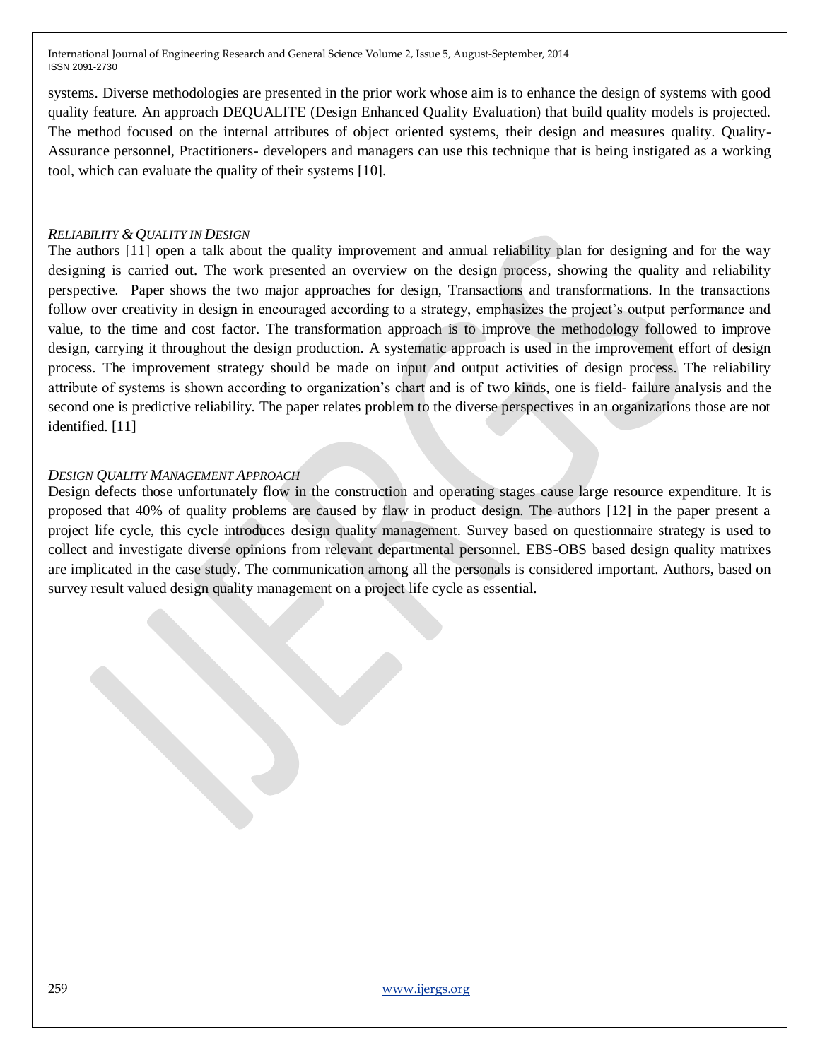systems. Diverse methodologies are presented in the prior work whose aim is to enhance the design of systems with good quality feature. An approach DEQUALITE (Design Enhanced Quality Evaluation) that build quality models is projected. The method focused on the internal attributes of object oriented systems, their design and measures quality. Quality-Assurance personnel, Practitioners- developers and managers can use this technique that is being instigated as a working tool, which can evaluate the quality of their systems [10].

### *Reliability & Quality in Design*

The authors [11] open a talk about the quality improvement and annual reliability plan for designing and for the way designing is carried out. The work presented an overview on the design process, showing the quality and reliability perspective. Paper shows the two major approaches for design, Transactions and transformations. In the transactions follow over creativity in design in encouraged according to a strategy, emphasizes the project's output performance and value, to the time and cost factor. The transformation approach is to improve the methodology followed to improve design, carrying it throughout the design production. A systematic approach is used in the improvement effort of design process. The improvement strategy should be made on input and output activities of design process. The reliability attribute of systems is shown according to organization's chart and is of two kinds, one is field- failure analysis and the second one is predictive reliability. The paper relates problem to the diverse perspectives in an organizations those are not identified. [11]

### *Design Quality Management Approach*

Design defects those unfortunately flow in the construction and operating stages cause large resource expenditure. It is proposed that 40% of quality problems are caused by flaw in product design. The authors [12] in the paper present a project life cycle, this cycle introduces design quality management. Survey based on questionnaire strategy is used to collect and investigate diverse opinions from relevant departmental personnel. EBS-OBS based design quality matrixes are implicated in the case study. The communication among all the personals is considered important. Authors, based on survey result valued design quality management on a project life cycle as essential.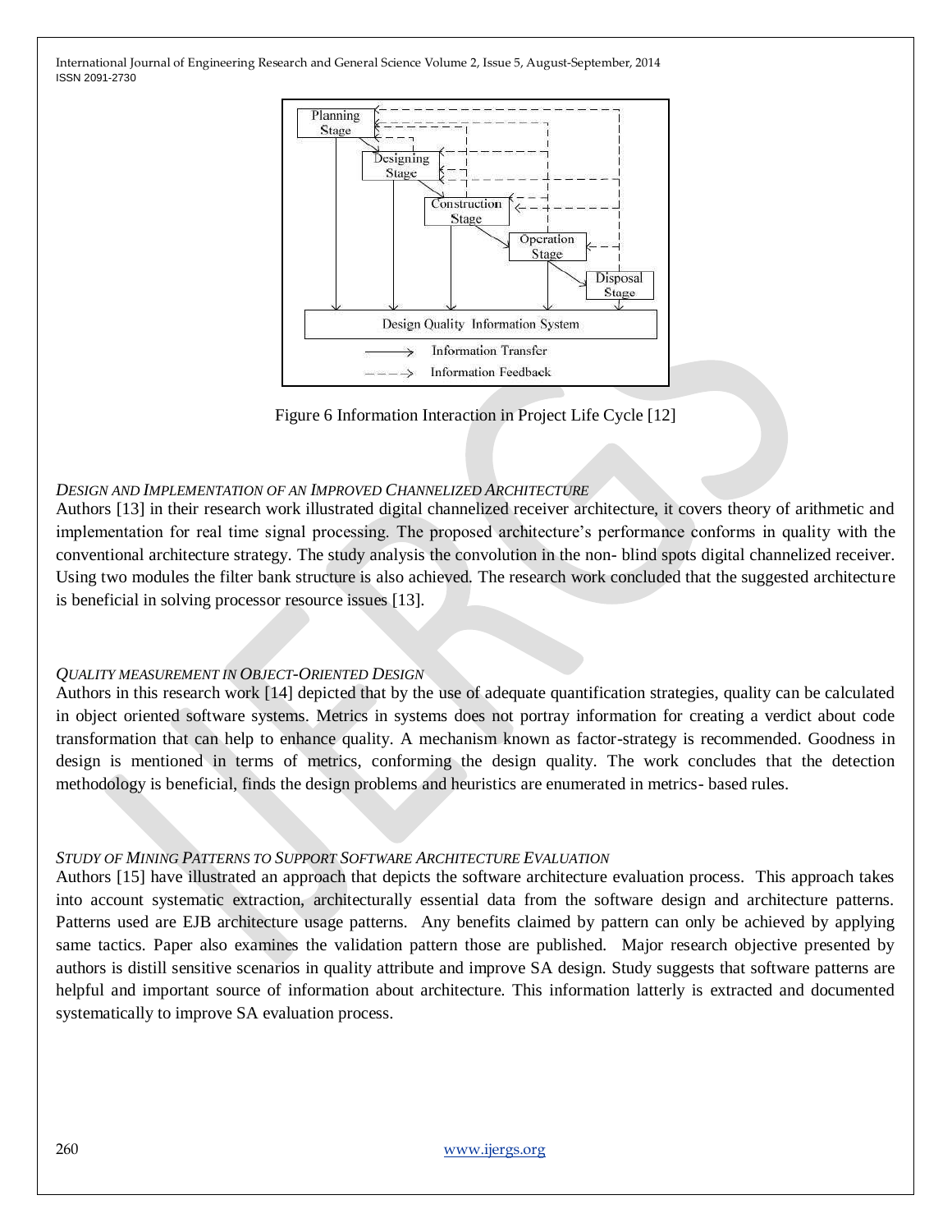Figure 6 Information Interaction in Project Life Cycle [12]

*DESIGN AND IMPLEMENTATION OF AN IMPROVED CHANNELIZED ARCHITECTURE*

Authors [13] in their research work illustrated digital channelized receiver architecture, it covers theory of arithmetic and implementation for real time signal processing. The proposed architecture's performance conforms in quality with the conventional architecture strategy. The study analysis the convolution in the non- blind spots digital channelized receiver. Using two modules the filter bank structure is also achieved. The research work concluded that the suggested architecture is beneficial in solving processor resource issues [13].

*QUALITY MEASUREMENT IN OBJECT-ORIENTED DESIGN*

Authors in this research work [14] depicted that by the use of adequate quantification strategies, quality can be calculated in object oriented software systems. Metrics in systems does not portray information for creating a verdict about code transformation that can help to enhance quality. A mechanism known as factor-strategy is recommended. Goodness in design is mentioned in terms of metrics, conforming the design quality. The work concludes that the detection methodology is beneficial, finds the design problems and heuristics are enumerated in metrics- based rules.

*STUDY OF MINING PATTERNS TO SUPPORT SOFTWARE ARCHITECTURE EVALUATION*

Authors [15] have illustrated an approach that depicts the software architecture evaluation process. This approach takes into account systematic extraction, architecturally essential data from the software design and architecture patterns. Patterns used are EJB architecture usage patterns. Any benefits claimed by pattern can only be achieved by applying same tactics. Paper also examines the validation pattern those are published. Major research objective presented by authors is distill sensitive scenarios in quality attribute and improve SA design. Study suggests that software patterns are helpful and important source of information about architecture. This information latterly is extracted and documented systematically to improve SA evaluation process.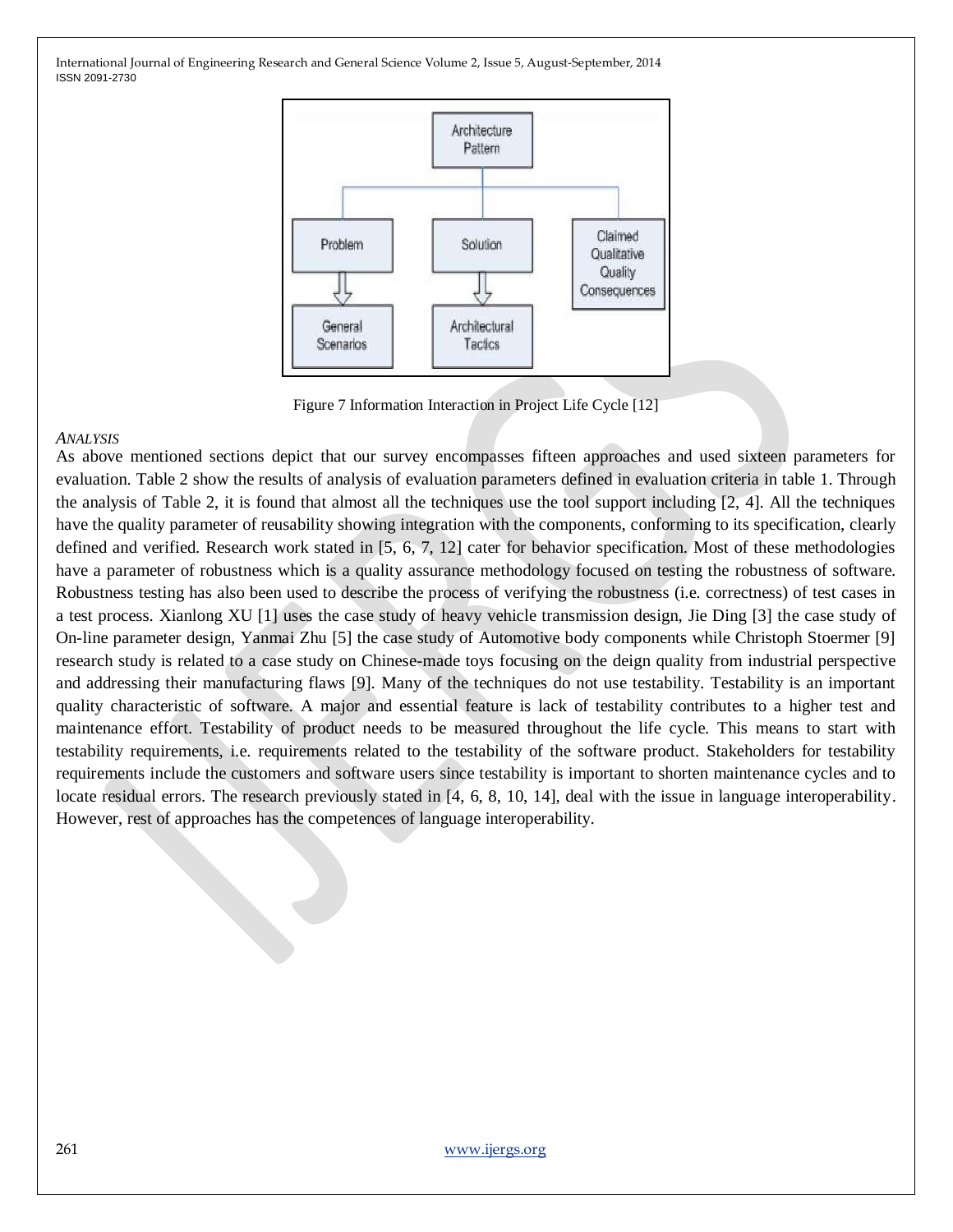Figure 7 Information Interaction in Project Life Cycle [12]

*ANALYSIS*

As above mentioned sections depict that our survey encompasses fifteen approaches and used sixteen parameters for evaluation. Table 2 show the results of analysis of evaluation parameters defined in evaluation criteria in table 1. Through the analysis of Table 2, it is found that almost all the techniques use the tool support including [2, 4]. All the techniques have the quality parameter of reusability showing integration with the components, conforming to its specification, clearly defined and verified. Research work stated in [5, 6, 7, 12] cater for behavior specification. Most of these methodologies have a parameter of robustness which is a quality assurance methodology focused on testing the robustness of software. Robustness testing has also been used to describe the process of verifying the robustness (i.e. correctness) of test cases in a test process. Xianlong XU [1] uses the case study of heavy vehicle transmission design, Jie Ding [3] the case study of On-line parameter design, Yanmai Zhu [5] the case study of Automotive body components while Christoph Stoermer [9] research study is related to a case study on Chinese-made toys focusing on the deign quality from industrial perspective and addressing their manufacturing flaws [9]. Many of the techniques do not use testability. Testability is an important quality characteristic of software. A major and essential feature is lack of testability contributes to a higher test and maintenance effort. Testability of product needs to be measured throughout the life cycle. This means to start with testability requirements, i.e. requirements related to the testability of the software product. Stakeholders for testability requirements include the customers and software users since testability is important to shorten maintenance cycles and to locate residual errors. The research previously stated in [4, 6, 8, 10, 14], deal with the issue in language interoperability. However, rest of approaches has the competences of language interoperability.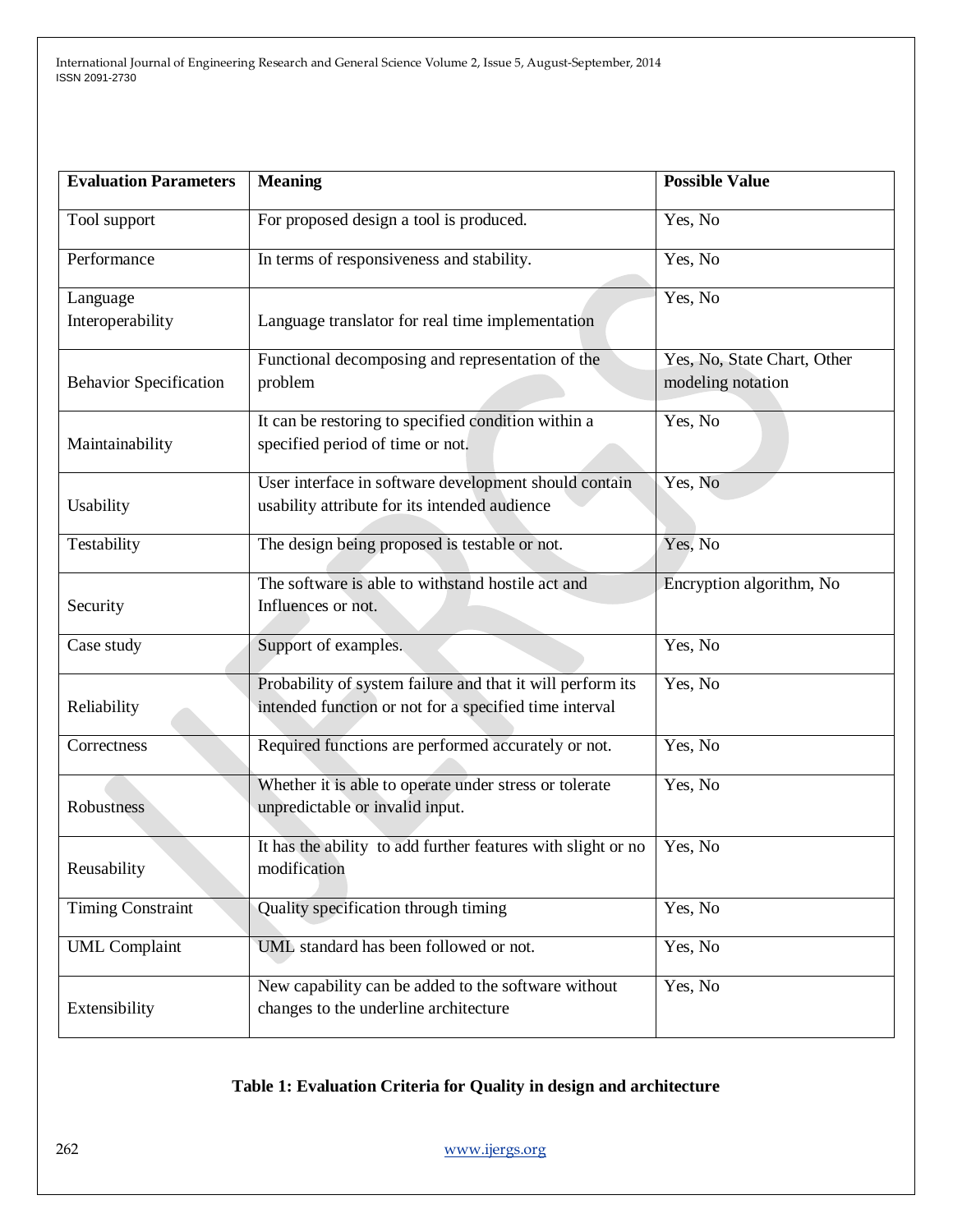| Evaluation Parameters | Meaning | Possible Value |
|---|---|---|
| Tool support | For proposed design a tool is produced. | Yes, No |
| Performance | In terms of responsiveness and stability. | Yes, No |
| Language Interoperability | Language translator for real time implementation | Yes, No |
| Behavior Specification | Functional decomposing and representation of the problem | Yes, No, State Chart, Other modeling notation |
| Maintainability | It can be restoring to specified condition within a specified period of time or not. | Yes, No |
| Usability | User interface in software development should contain usability attribute for its intended audience | Yes, No |
| Testability | The design being proposed is testable or not. | Yes, No |
| Security | The software is able to withstand hostile act and Influences or not. | Encryption algorithm, No |
| Case study | Support of examples. | Yes, No |
| Reliability | Probability of system failure and that it will perform its intended function or not for a specified time interval | Yes, No |
| Correctness | Required functions are performed accurately or not. | Yes, No |
| Robustness | Whether it is able to operate under stress or tolerate unpredictable or invalid input. | Yes, No |
| Reusability | It has the ability to add further features with slight or no modification | Yes, No |
| Timing Constraint | Quality specification through timing | Yes, No |
| UML Complaint | UML standard has been followed or not. | Yes, No |
| Extensibility | New capability can be added to the software without changes to the underline architecture | Yes, No |

**Table 1: Evaluation Criteria for Quality in design and architecture**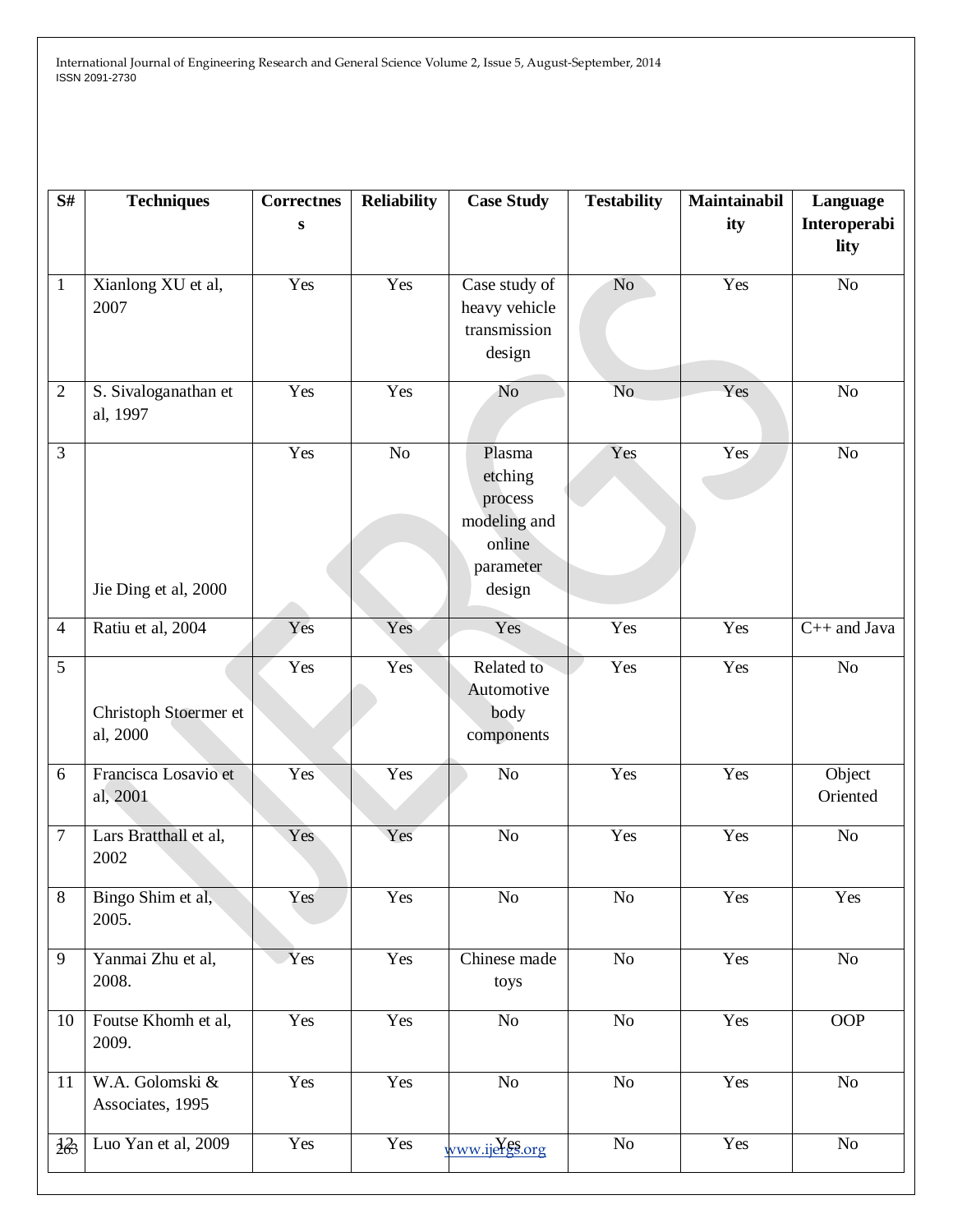| S# | Techniques | Correctness | Reliability | Case Study | Testability | Maintainability | Language Interoperability |
|---|---|---|---|---|---|---|---|
| 1 | Xianlong XU et al, 2007 | Yes | Yes | Case study of heavy vehicle transmission design | No | Yes | No |
| 2 | S. Sivaloganathan et al, 1997 | Yes | Yes | No | No | Yes | No |
| 3 | Jie Ding et al, 2000 | Yes | No | Plasma etching process modeling and online parameter design | Yes | Yes | No |
| 4 | Ratiu et al, 2004 | Yes | Yes | Yes | Yes | Yes | C++ and Java |
| 5 | Christoph Stoermer et al, 2000 | Yes | Yes | Related to Automotive body components | Yes | Yes | No |
| 6 | Francisca Losavio et al, 2001 | Yes | Yes | No | Yes | Yes | Object Oriented |
| 7 | Lars Bratthall et al, 2002 | Yes | Yes | No | Yes | Yes | No |
| 8 | Bingo Shim et al, 2005. | Yes | Yes | No | No | Yes | Yes |
| 9 | Yanmai Zhu et al, 2008. | Yes | Yes | Chinese made toys | No | Yes | No |
| 10 | Foutse Khomh et al, 2009. | Yes | Yes | No | No | Yes | OOP |
| 11 | W.A. Golomski & Associates, 1995 | Yes | Yes | No | No | Yes | No |
| 12 | Luo Yan et al, 2009 | Yes | Yes | Yes | No | Yes | No |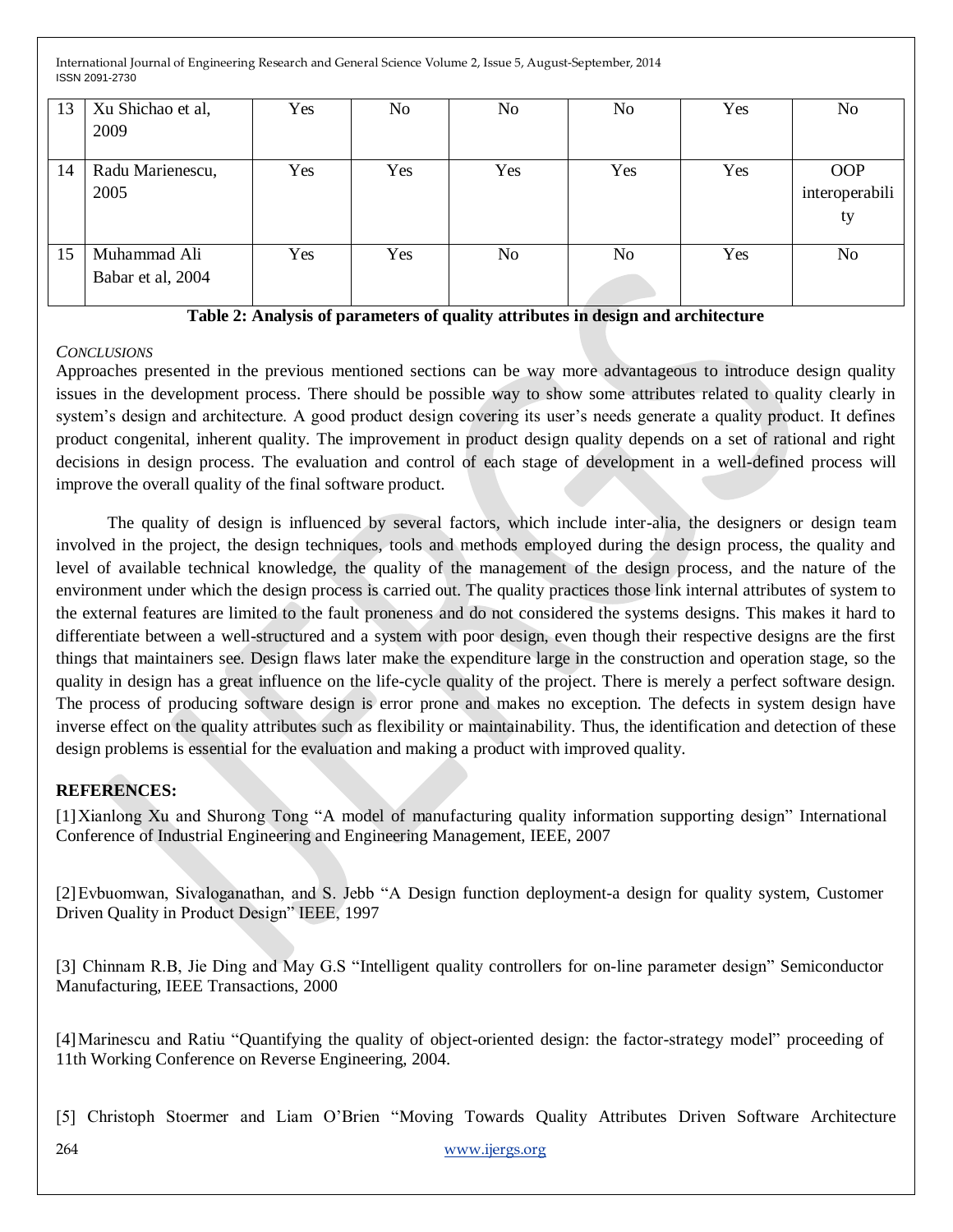| 13 | Xu Shichao et al, 2009 | Yes | No | No | No | Yes | No |
|---|---|---|---|---|---|---|---|
| 14 | Radu Marienescu, 2005 | Yes | Yes | Yes | Yes | Yes | OOP interoperability |
| 15 | Muhammad Ali Babar et al, 2004 | Yes | Yes | No | No | Yes | No |

**Table 2: Analysis of parameters of quality attributes in design and architecture**

*CONCLUSIONS*

Approaches presented in the previous mentioned sections can be way more advantageous to introduce design quality issues in the development process. There should be possible way to show some attributes related to quality clearly in system's design and architecture. A good product design covering its user's needs generate a quality product. It defines product congenital, inherent quality. The improvement in product design quality depends on a set of rational and right decisions in design process. The evaluation and control of each stage of development in a well-defined process will improve the overall quality of the final software product.

The quality of design is influenced by several factors, which include inter-alia, the designers or design team involved in the project, the design techniques, tools and methods employed during the design process, the quality and level of available technical knowledge, the quality of the management of the design process, and the nature of the environment under which the design process is carried out. The quality practices those link internal attributes of system to the external features are limited to the fault proneness and do not considered the systems designs. This makes it hard to differentiate between a well-structured and a system with poor design, even though their respective designs are the first things that maintainers see. Design flaws later make the expenditure large in the construction and operation stage, so the quality in design has a great influence on the life-cycle quality of the project. There is merely a perfect software design. The process of producing software design is error prone and makes no exception. The defects in system design have inverse effect on the quality attributes such as flexibility or maintainability. Thus, the identification and detection of these design problems is essential for the evaluation and making a product with improved quality.

**REFERENCES:**

[1] Xianlong Xu and Shurong Tong "A model of manufacturing quality information supporting design" International Conference of Industrial Engineering and Engineering Management, IEEE, 2007

[2] Evbuomwan, Sivaloganathan, and S. Jebb "A Design function deployment-a design for quality system, Customer Driven Quality in Product Design" IEEE, 1997

[3] Chinnam R.B, Jie Ding and May G.S "Intelligent quality controllers for on-line parameter design" Semiconductor Manufacturing, IEEE Transactions, 2000

[4] Marinescu and Ratiu "Quantifying the quality of object-oriented design: the factor-strategy model" proceeding of 11th Working Conference on Reverse Engineering, 2004.

[5] Christoph Stoermer and Liam O'Brien "Moving Towards Quality Attributes Driven Software Architecture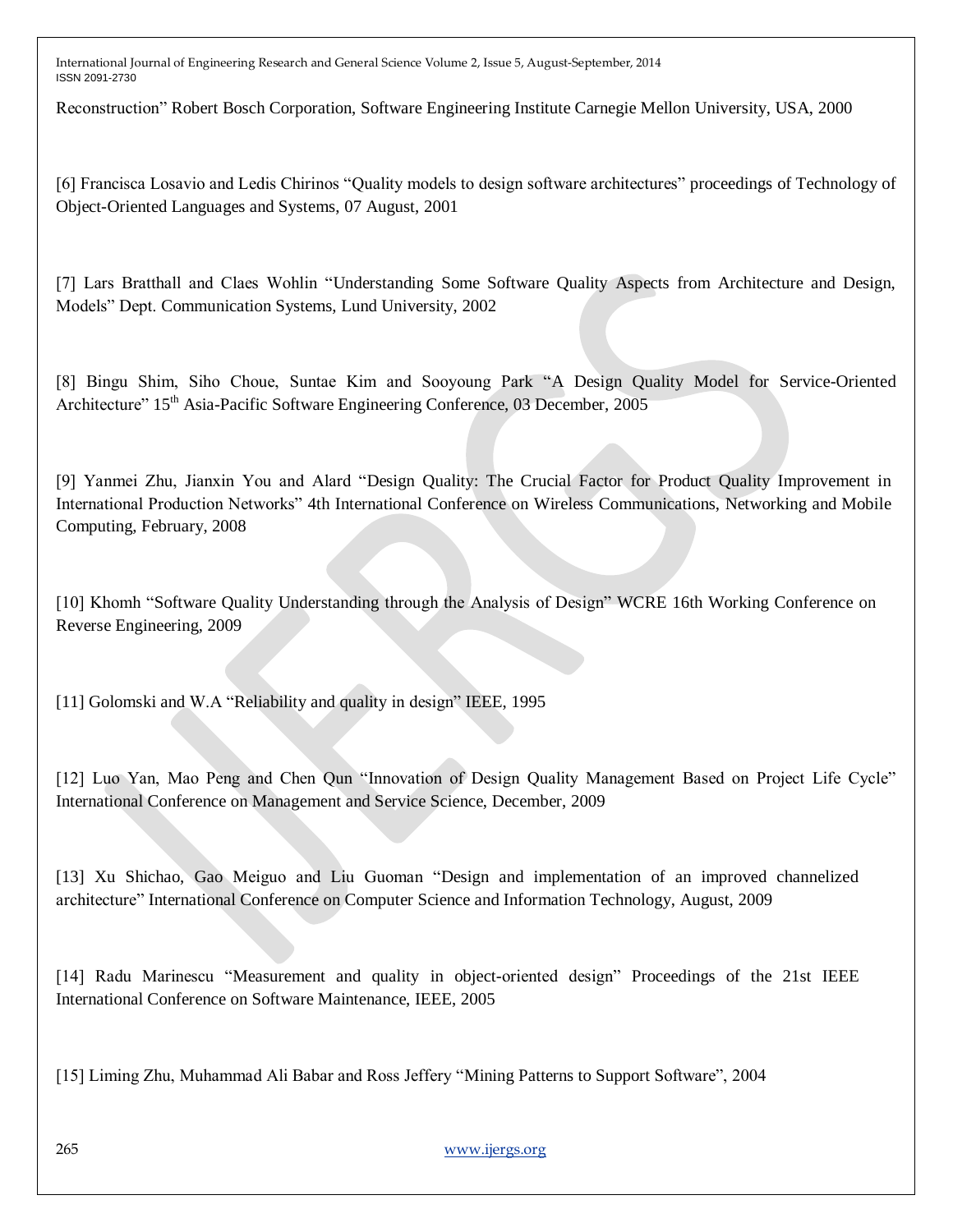Reconstruction" Robert Bosch Corporation, Software Engineering Institute Carnegie Mellon University, USA, 2000

[6] Francisca Losavio and Ledis Chirinos "Quality models to design software architectures" proceedings of Technology of Object-Oriented Languages and Systems, 07 August, 2001

[7] Lars Bratthall and Claes Wohlin "Understanding Some Software Quality Aspects from Architecture and Design, Models" Dept. Communication Systems, Lund University, 2002

[8] Bingu Shim, Siho Choue, Suntae Kim and Sooyoung Park "A Design Quality Model for Service-Oriented Architecture" 15th Asia-Pacific Software Engineering Conference, 03 December, 2005

[9] Yanmei Zhu, Jianxin You and Alard "Design Quality: The Crucial Factor for Product Quality Improvement in International Production Networks" 4th International Conference on Wireless Communications, Networking and Mobile Computing, February, 2008

[10] Khomh "Software Quality Understanding through the Analysis of Design" WCRE 16th Working Conference on Reverse Engineering, 2009

[11] Golomski and W.A "Reliability and quality in design" IEEE, 1995

[12] Luo Yan, Mao Peng and Chen Qun "Innovation of Design Quality Management Based on Project Life Cycle" International Conference on Management and Service Science, December, 2009

[13] Xu Shichao, Gao Meiguo and Liu Guoman "Design and implementation of an improved channelized architecture" International Conference on Computer Science and Information Technology, August, 2009

[14] Radu Marinescu "Measurement and quality in object-oriented design" Proceedings of the 21st IEEE International Conference on Software Maintenance, IEEE, 2005

[15] Liming Zhu, Muhammad Ali Babar and Ross Jeffery "Mining Patterns to Support Software", 2004